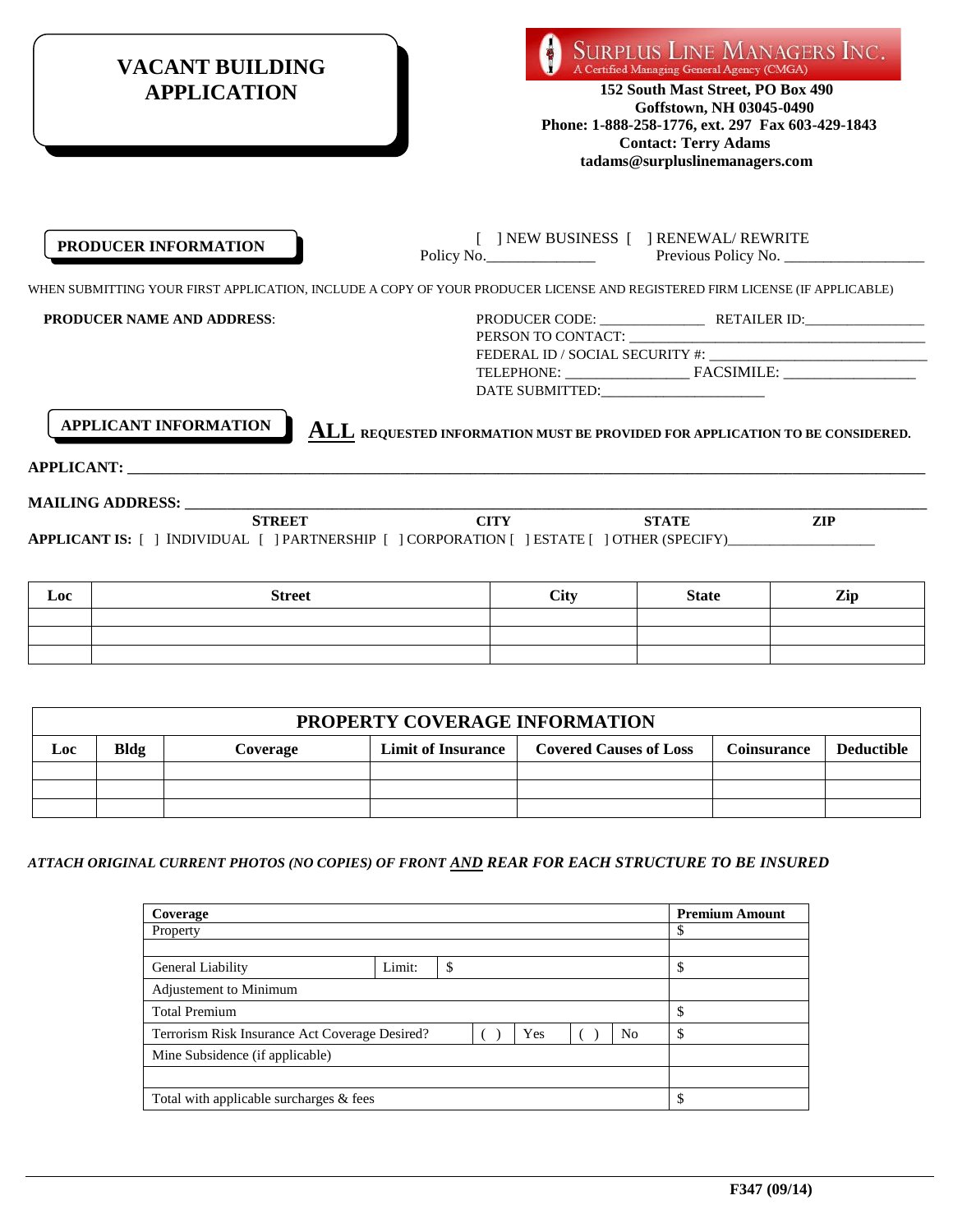# VACANT BUILDING APPLICATION

**SURPLUS LINE MANAGERS INC.**
A Certified Managing General Agency (CMGA)
**152 South Mast Street, PO Box 490**
**Goffstown, NH 03045-0490**
**Phone: 1-888-258-1776, ext. 297 Fax 603-429-1843**
**Contact: Terry Adams**
**tadams@surpluslinemanagers.com**

## PRODUCER INFORMATION

[ ] NEW BUSINESS [ ] RENEWAL/ REWRITE
Policy No.______________ Previous Policy No. __________________

WHEN SUBMITTING YOUR FIRST APPLICATION, INCLUDE A COPY OF YOUR PRODUCER LICENSE AND REGISTERED FIRM LICENSE (IF APPLICABLE)

**PRODUCER NAME AND ADDRESS**:

PRODUCER CODE: ______________ RETAILER ID:________________
PERSON TO CONTACT: ________________________________________
FEDERAL ID / SOCIAL SECURITY #: ______________________________
TELEPHONE: ________________ FACSIMILE: __________________
DATE SUBMITTED:______________________

## APPLICANT INFORMATION

**ALL REQUESTED INFORMATION MUST BE PROVIDED FOR APPLICATION TO BE CONSIDERED.**

**APPLICANT:** ____________________________________________________________

**MAILING ADDRESS:** ____________________________________________________________
**STREET** **CITY** **STATE** **ZIP**

**APPLICANT IS:** [ ] INDIVIDUAL [ ] PARTNERSHIP [ ] CORPORATION [ ] ESTATE [ ] OTHER (SPECIFY)____________________

| Loc | Street | City | State | Zip |
|---|---|---|---|---|
| | | | | |
| | | | | |
| | | | | |

## PROPERTY COVERAGE INFORMATION

| Loc | Bldg | Coverage | Limit of Insurance | Covered Causes of Loss | Coinsurance | Deductible |
|---|---|---|---|---|---|---|
| | | | | | | |
| | | | | | | |
| | | | | | | |

***ATTACH ORIGINAL CURRENT PHOTOS (NO COPIES) OF FRONT AND REAR FOR EACH STRUCTURE TO BE INSURED***

| Coverage | | | | | | | Premium Amount |
|---|---|---|---|---|---|---|---|
| Property | | | | | | | $ |
| | | | | | | | |
| General Liability | Limit: | $ | | | | | $ |
| Adjustement to Minimum | | | | | | | |
| Total Premium | | | | | | | $ |
| Terrorism Risk Insurance Act Coverage Desired? | | | ( ) | Yes | ( ) | No | $ |
| Mine Subsidence (if applicable) | | | | | | | |
| | | | | | | | |
| Total with applicable surcharges & fees | | | | | | | $ |

F347 (09/14)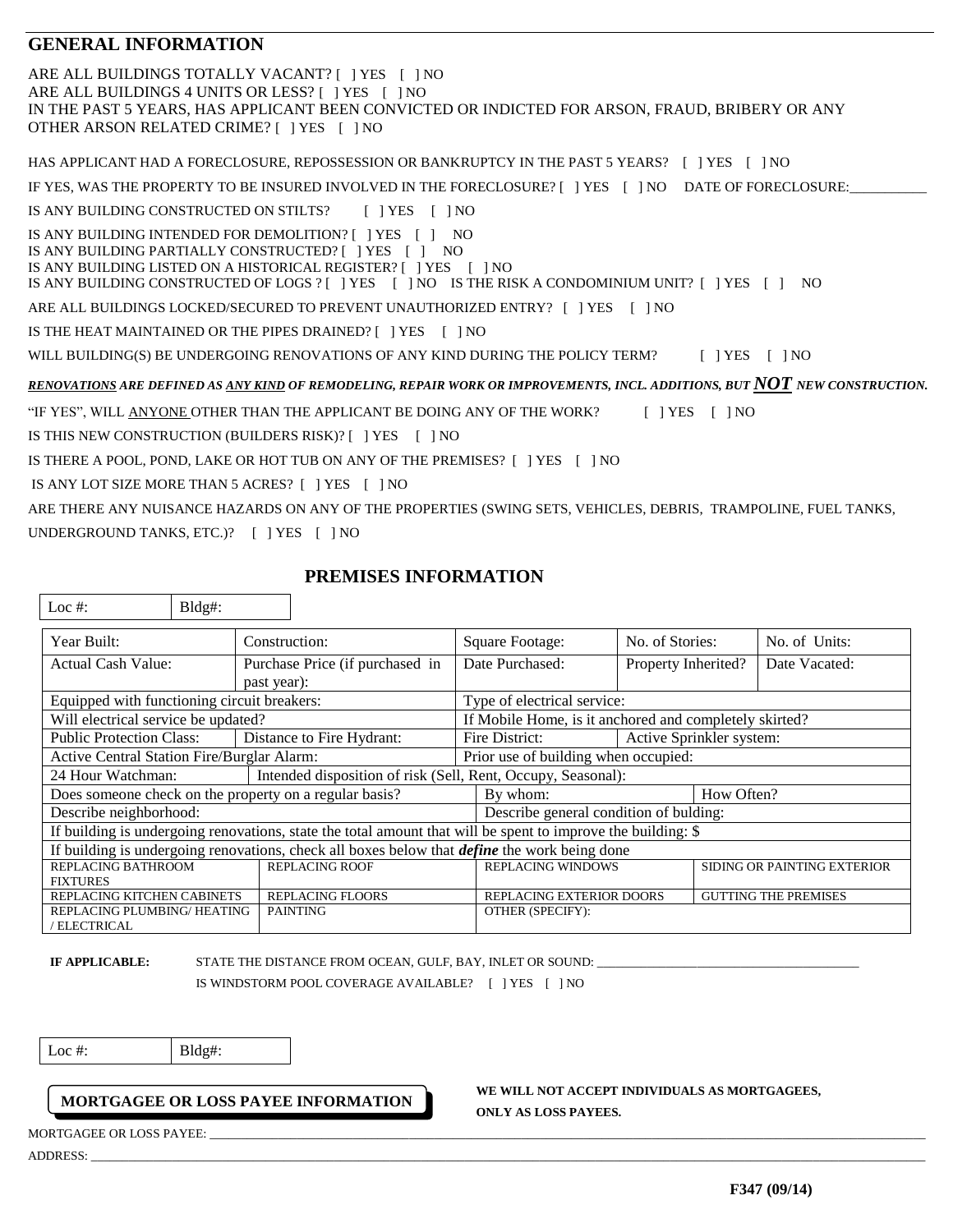## GENERAL INFORMATION

ARE ALL BUILDINGS TOTALLY VACANT? [ ] YES [ ] NO
ARE ALL BUILDINGS 4 UNITS OR LESS? [ ] YES [ ] NO
IN THE PAST 5 YEARS, HAS APPLICANT BEEN CONVICTED OR INDICTED FOR ARSON, FRAUD, BRIBERY OR ANY OTHER ARSON RELATED CRIME? [ ] YES [ ] NO

HAS APPLICANT HAD A FORECLOSURE, REPOSSESSION OR BANKRUPTCY IN THE PAST 5 YEARS? [ ] YES [ ] NO

IF YES, WAS THE PROPERTY TO BE INSURED INVOLVED IN THE FORECLOSURE? [ ] YES [ ] NO DATE OF FORECLOSURE:___________

IS ANY BUILDING CONSTRUCTED ON STILTS? [ ] YES [ ] NO

IS ANY BUILDING INTENDED FOR DEMOLITION? [ ] YES [ ] NO
IS ANY BUILDING PARTIALLY CONSTRUCTED? [ ] YES [ ] NO
IS ANY BUILDING LISTED ON A HISTORICAL REGISTER? [ ] YES [ ] NO
IS ANY BUILDING CONSTRUCTED OF LOGS ? [ ] YES [ ] NO IS THE RISK A CONDOMINIUM UNIT? [ ] YES [ ] NO

ARE ALL BUILDINGS LOCKED/SECURED TO PREVENT UNAUTHORIZED ENTRY? [ ] YES [ ] NO

IS THE HEAT MAINTAINED OR THE PIPES DRAINED? [ ] YES [ ] NO

WILL BUILDING(S) BE UNDERGOING RENOVATIONS OF ANY KIND DURING THE POLICY TERM? [ ] YES [ ] NO

***RENOVATIONS* ARE DEFINED AS *ANY KIND* OF REMODELING, REPAIR WORK OR IMPROVEMENTS, INCL. ADDITIONS, BUT *NOT* NEW CONSTRUCTION.**

"IF YES", WILL ANYONE OTHER THAN THE APPLICANT BE DOING ANY OF THE WORK? [ ] YES [ ] NO

IS THIS NEW CONSTRUCTION (BUILDERS RISK)? [ ] YES [ ] NO

IS THERE A POOL, POND, LAKE OR HOT TUB ON ANY OF THE PREMISES? [ ] YES [ ] NO

IS ANY LOT SIZE MORE THAN 5 ACRES? [ ] YES [ ] NO

ARE THERE ANY NUISANCE HAZARDS ON ANY OF THE PROPERTIES (SWING SETS, VEHICLES, DEBRIS, TRAMPOLINE, FUEL TANKS, UNDERGROUND TANKS, ETC.)? [ ] YES [ ] NO

## PREMISES INFORMATION

| Loc #: | Bldg#: |
|---|---|

| Year Built: | Construction: | Square Footage: | No. of Stories: | No. of Units: |
|---|---|---|---|---|
| Actual Cash Value: | Purchase Price (if purchased in past year): | Date Purchased: | Property Inherited? | Date Vacated: |
| Equipped with functioning circuit breakers: | | Type of electrical service: | | |
| Will electrical service be updated? | | If Mobile Home, is it anchored and completely skirted? | | |
| Public Protection Class: | Distance to Fire Hydrant: | Fire District: | Active Sprinkler system: | |
| Active Central Station Fire/Burglar Alarm: | | Prior use of building when occupied: | | |
| 24 Hour Watchman: | Intended disposition of risk (Sell, Rent, Occupy, Seasonal): | | | |
| Does someone check on the property on a regular basis? | | By whom: | How Often? | |
| Describe neighborhood: | | Describe general condition of bulding: | | |
| If building is undergoing renovations, state the total amount that will be spent to improve the building: $ | | | | |
| If building is undergoing renovations, check all boxes below that ***define*** the work being done | | | | |
| REPLACING BATHROOM FIXTURES | REPLACING ROOF | REPLACING WINDOWS | SIDING OR PAINTING EXTERIOR | |
| REPLACING KITCHEN CABINETS | REPLACING FLOORS | REPLACING EXTERIOR DOORS | GUTTING THE PREMISES | |
| REPLACING PLUMBING/ HEATING / ELECTRICAL | PAINTING | OTHER (SPECIFY): | | |

**IF APPLICABLE:** STATE THE DISTANCE FROM OCEAN, GULF, BAY, INLET OR SOUND: ___________________________________

IS WINDSTORM POOL COVERAGE AVAILABLE? [ ] YES [ ] NO

| Loc #: | Bldg#: |
|---|---|

**MORTGAGEE OR LOSS PAYEE INFORMATION**

**WE WILL NOT ACCEPT INDIVIDUALS AS MORTGAGEES, ONLY AS LOSS PAYEES.**

MORTGAGEE OR LOSS PAYEE: ___________________________________

ADDRESS: ___________________________________

**F347 (09/14)**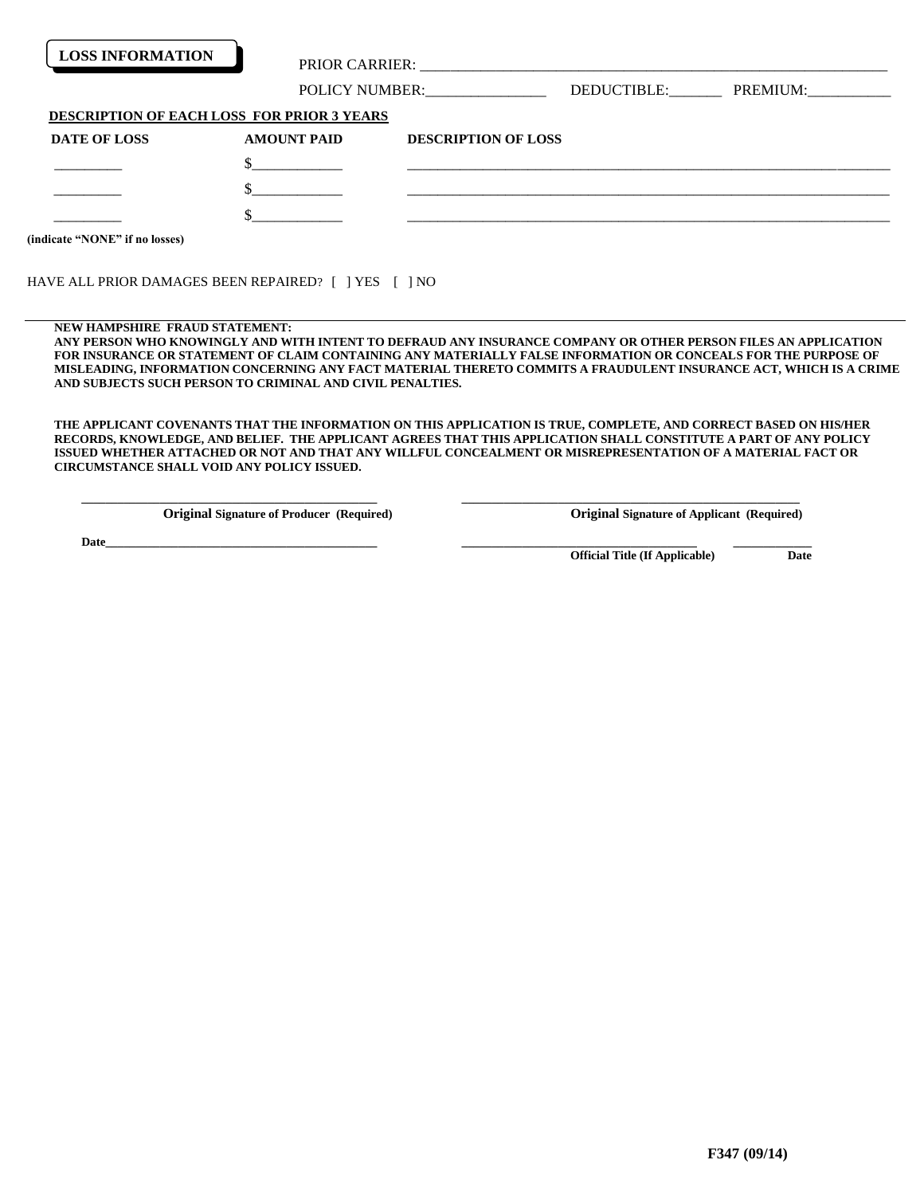## LOSS INFORMATION

PRIOR CARRIER: ___________________________________________________________

POLICY NUMBER:_______________ DEDUCTIBLE:_______ PREMIUM:___________

**DESCRIPTION OF EACH LOSS FOR PRIOR 3 YEARS**

| DATE OF LOSS | AMOUNT PAID | DESCRIPTION OF LOSS |
|---|---|---|
| _________ | $____________ | ______________________________________________ |
| _________ | $____________ | ______________________________________________ |
| _________ | $____________ | ______________________________________________ |

**(indicate "NONE" if no losses)**

HAVE ALL PRIOR DAMAGES BEEN REPAIRED? [ ] YES [ ] NO

**NEW HAMPSHIRE FRAUD STATEMENT:**
**ANY PERSON WHO KNOWINGLY AND WITH INTENT TO DEFRAUD ANY INSURANCE COMPANY OR OTHER PERSON FILES AN APPLICATION FOR INSURANCE OR STATEMENT OF CLAIM CONTAINING ANY MATERIALLY FALSE INFORMATION OR CONCEALS FOR THE PURPOSE OF MISLEADING, INFORMATION CONCERNING ANY FACT MATERIAL THERETO COMMITS A FRAUDULENT INSURANCE ACT, WHICH IS A CRIME AND SUBJECTS SUCH PERSON TO CRIMINAL AND CIVIL PENALTIES.**

**THE APPLICANT COVENANTS THAT THE INFORMATION ON THIS APPLICATION IS TRUE, COMPLETE, AND CORRECT BASED ON HIS/HER RECORDS, KNOWLEDGE, AND BELIEF. THE APPLICANT AGREES THAT THIS APPLICATION SHALL CONSTITUTE A PART OF ANY POLICY ISSUED WHETHER ATTACHED OR NOT AND THAT ANY WILLFUL CONCEALMENT OR MISREPRESENTATION OF A MATERIAL FACT OR CIRCUMSTANCE SHALL VOID ANY POLICY ISSUED.**

_____________________________________________
**Original Signature of Producer (Required)**

_____________________________________________
**Original Signature of Applicant (Required)**

**Date**_____________________________________________

_____________________________________
**Official Title (If Applicable)**

____________
**Date**

**F347 (09/14)**